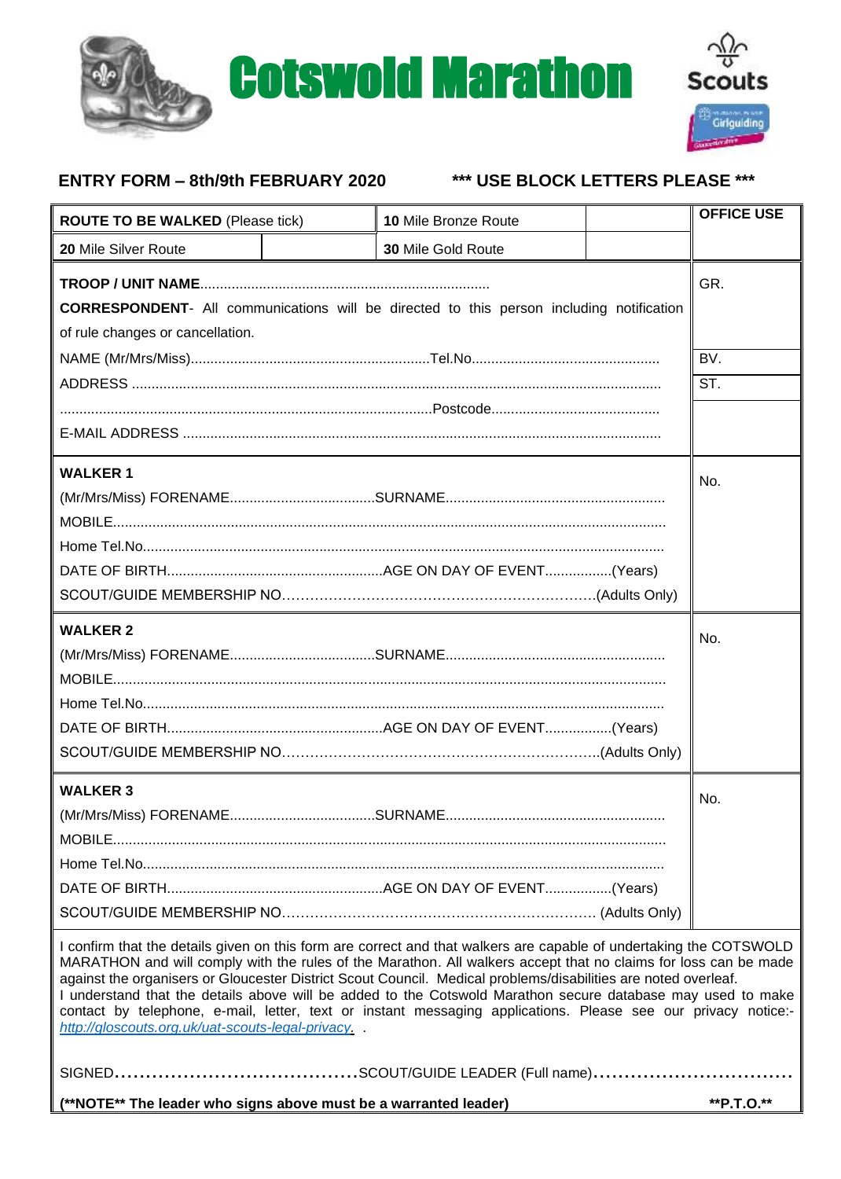# Cotswold Marathon

Scouts

Girlguiding

**ENTRY FORM – 8th/9th FEBRUARY 2020** **\*\*\* USE BLOCK LETTERS PLEASE \*\*\***

| **ROUTE TO BE WALKED** (Please tick) | | **10** Mile Bronze Route | | **OFFICE USE** |
|---|---|---|---|---|
| **20** Mile Silver Route | | **30** Mile Gold Route | | |

**TROOP / UNIT NAME**.........................................................................

**CORRESPONDENT**- All communications will be directed to this person including notification of rule changes or cancellation.

NAME (Mr/Mrs/Miss).............................................................Tel.No...............................................

ADDRESS ....................................................................................................................................

..............................................................................................Postcode..........................................

E-MAIL ADDRESS ........................................................................................................................

GR.

BV.

ST.

**WALKER 1**

(Mr/Mrs/Miss) FORENAME....................................SURNAME.......................................................

MOBILE..........................................................................................................................................

Home Tel.No..................................................................................................................................

DATE OF BIRTH.......................................................AGE ON DAY OF EVENT.................(Years)

SCOUT/GUIDE MEMBERSHIP NO……………………………………………………………(Adults Only)

No.

**WALKER 2**

(Mr/Mrs/Miss) FORENAME....................................SURNAME.......................................................

MOBILE..........................................................................................................................................

Home Tel.No..................................................................................................................................

DATE OF BIRTH.......................................................AGE ON DAY OF EVENT.................(Years)

SCOUT/GUIDE MEMBERSHIP NO……………………………………………………………(Adults Only)

No.

**WALKER 3**

(Mr/Mrs/Miss) FORENAME....................................SURNAME.......................................................

MOBILE..........................................................................................................................................

Home Tel.No..................................................................................................................................

DATE OF BIRTH.......................................................AGE ON DAY OF EVENT.................(Years)

SCOUT/GUIDE MEMBERSHIP NO…………………………………………………………… (Adults Only)

No.

I confirm that the details given on this form are correct and that walkers are capable of undertaking the COTSWOLD MARATHON and will comply with the rules of the Marathon. All walkers accept that no claims for loss can be made against the organisers or Gloucester District Scout Council. Medical problems/disabilities are noted overleaf.
I understand that the details above will be added to the Cotswold Marathon secure database may used to make contact by telephone, e-mail, letter, text or instant messaging applications. Please see our privacy notice:- *http://gloscouts.org.uk/uat-scouts-legal-privacy*. .

SIGNED.......................................SCOUT/GUIDE LEADER (Full name)................................

**(\*\*NOTE\*\* The leader who signs above must be a warranted leader)** **\*\*P.T.O.\*\***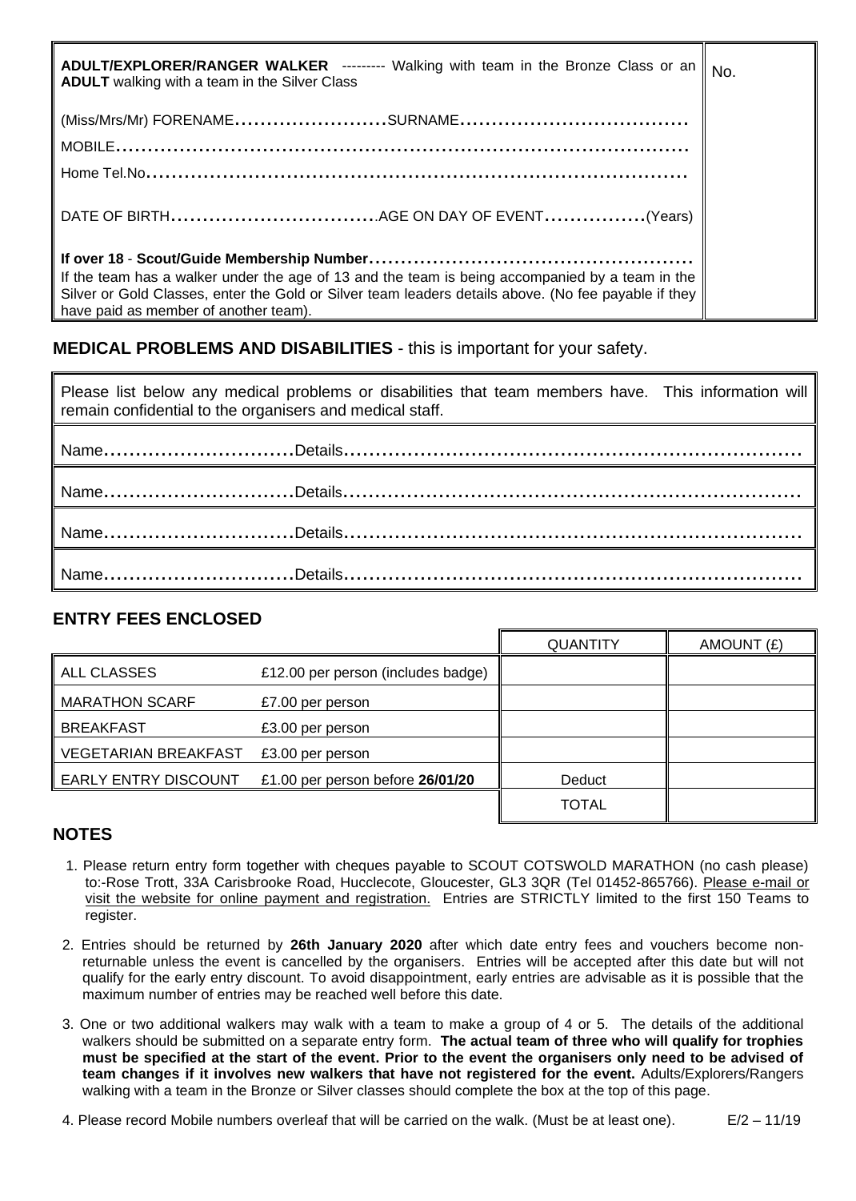| | |
|---|---|
| **ADULT/EXPLORER/RANGER WALKER** --------- Walking with team in the Bronze Class or an **ADULT** walking with a team in the Silver Class<br><br>(Miss/Mrs/Mr) FORENAME……………………SURNAME………………………………<br>MOBILE………………………………………………………………………………<br>Home Tel.No……………………………………………………………………………<br><br>DATE OF BIRTH…………………………….AGE ON DAY OF EVENT…………….(Years)<br><br>**If over 18** - **Scout/Guide Membership Number**……………………………………………<br>If the team has a walker under the age of 13 and the team is being accompanied by a team in the Silver or Gold Classes, enter the Gold or Silver team leaders details above. (No fee payable if they have paid as member of another team). | No. |

## MEDICAL PROBLEMS AND DISABILITIES - this is important for your safety.

| |
|---|
| Please list below any medical problems or disabilities that team members have. This information will remain confidential to the organisers and medical staff. |
| Name…………………………Details………………………………………………………………… |
| Name…………………………Details………………………………………………………………… |
| Name…………………………Details………………………………………………………………… |
| Name…………………………Details………………………………………………………………… |

## ENTRY FEES ENCLOSED

| | | QUANTITY | AMOUNT (£) |
|---|---|---|---|
| ALL CLASSES | £12.00 per person (includes badge) | | |
| MARATHON SCARF | £7.00 per person | | |
| BREAKFAST | £3.00 per person | | |
| VEGETARIAN BREAKFAST | £3.00 per person | | |
| EARLY ENTRY DISCOUNT | £1.00 per person before **26/01/20** | Deduct | |
| | | TOTAL | |

## NOTES

1. Please return entry form together with cheques payable to SCOUT COTSWOLD MARATHON (no cash please) to:-Rose Trott, 33A Carisbrooke Road, Hucclecote, Gloucester, GL3 3QR (Tel 01452-865766). Please e-mail or visit the website for online payment and registration. Entries are STRICTLY limited to the first 150 Teams to register.
2. Entries should be returned by **26th January 2020** after which date entry fees and vouchers become non-returnable unless the event is cancelled by the organisers. Entries will be accepted after this date but will not qualify for the early entry discount. To avoid disappointment, early entries are advisable as it is possible that the maximum number of entries may be reached well before this date.
3. One or two additional walkers may walk with a team to make a group of 4 or 5. The details of the additional walkers should be submitted on a separate entry form. **The actual team of three who will qualify for trophies must be specified at the start of the event. Prior to the event the organisers only need to be advised of team changes if it involves new walkers that have not registered for the event.** Adults/Explorers/Rangers walking with a team in the Bronze or Silver classes should complete the box at the top of this page.
4. Please record Mobile numbers overleaf that will be carried on the walk. (Must be at least one).

E/2 – 11/19